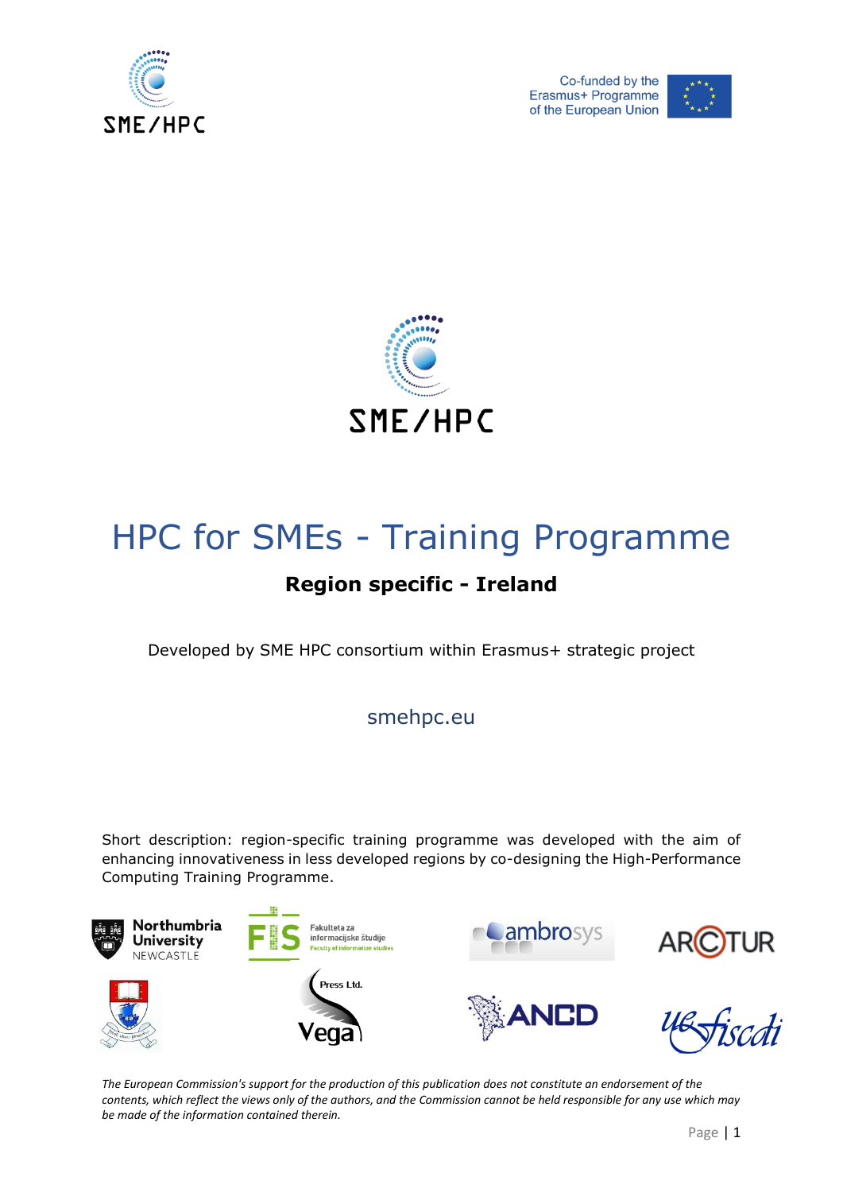Co-funded by the Erasmus+ Programme of the European Union

SME/HPC

# HPC for SMEs - Training Programme

## Region specific - Ireland

Developed by SME HPC consortium within Erasmus+ strategic project

smehpc.eu

Short description: region-specific training programme was developed with the aim of enhancing innovativeness in less developed regions by co-designing the High-Performance Computing Training Programme.

*The European Commission's support for the production of this publication does not constitute an endorsement of the contents, which reflect the views only of the authors, and the Commission cannot be held responsible for any use which may be made of the information contained therein.*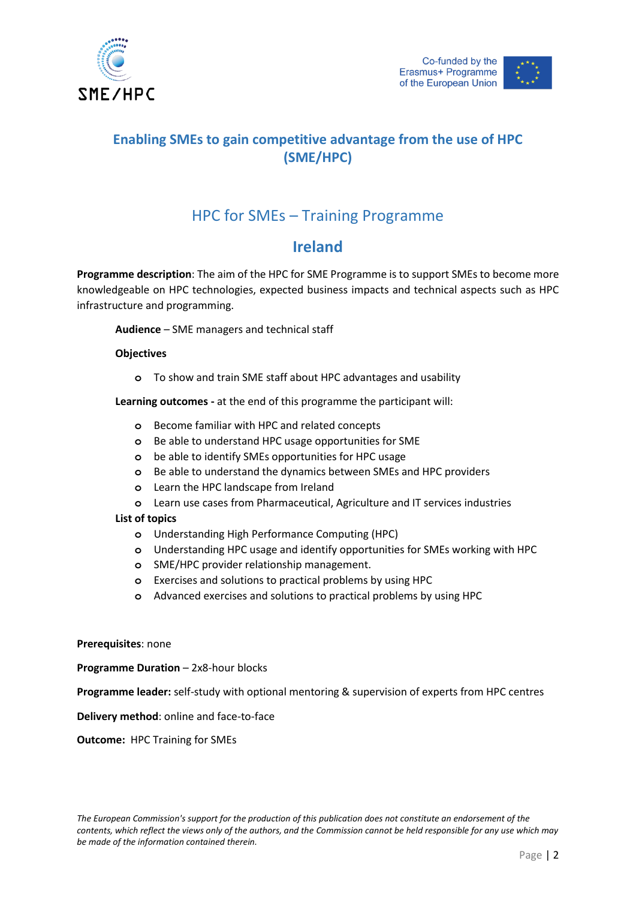# Enabling SMEs to gain competitive advantage from the use of HPC (SME/HPC)

## HPC for SMEs – Training Programme

## Ireland

**Programme description**: The aim of the HPC for SME Programme is to support SMEs to become more knowledgeable on HPC technologies, expected business impacts and technical aspects such as HPC infrastructure and programming.

**Audience** – SME managers and technical staff

**Objectives**

- To show and train SME staff about HPC advantages and usability

**Learning outcomes -** at the end of this programme the participant will:

- Become familiar with HPC and related concepts
- Be able to understand HPC usage opportunities for SME
- be able to identify SMEs opportunities for HPC usage
- Be able to understand the dynamics between SMEs and HPC providers
- Learn the HPC landscape from Ireland
- Learn use cases from Pharmaceutical, Agriculture and IT services industries

**List of topics**

- Understanding High Performance Computing (HPC)
- Understanding HPC usage and identify opportunities for SMEs working with HPC
- SME/HPC provider relationship management.
- Exercises and solutions to practical problems by using HPC
- Advanced exercises and solutions to practical problems by using HPC

**Prerequisites**: none

**Programme Duration** – 2x8-hour blocks

**Programme leader:** self-study with optional mentoring & supervision of experts from HPC centres

**Delivery method**: online and face-to-face

**Outcome:** HPC Training for SMEs

*The European Commission's support for the production of this publication does not constitute an endorsement of the contents, which reflect the views only of the authors, and the Commission cannot be held responsible for any use which may be made of the information contained therein.*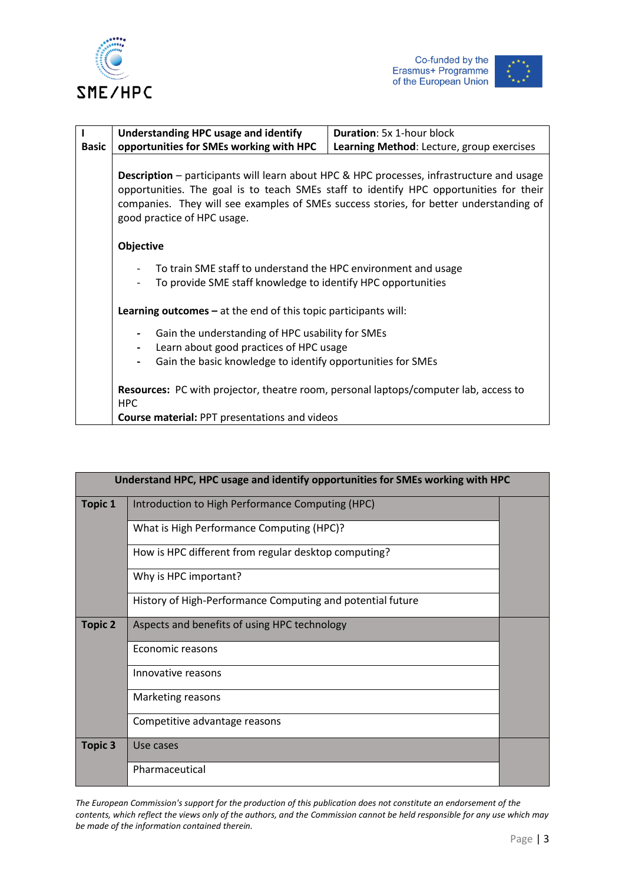| I Basic | Understanding HPC usage and identify opportunities for SMEs working with HPC | Duration: 5x 1-hour block<br>Learning Method: Lecture, group exercises |
|---|---|---|

**Description** – participants will learn about HPC & HPC processes, infrastructure and usage opportunities. The goal is to teach SMEs staff to identify HPC opportunities for their companies. They will see examples of SMEs success stories, for better understanding of good practice of HPC usage.

**Objective**

- To train SME staff to understand the HPC environment and usage
- To provide SME staff knowledge to identify HPC opportunities

**Learning outcomes –** at the end of this topic participants will:

- Gain the understanding of HPC usability for SMEs
- Learn about good practices of HPC usage
- Gain the basic knowledge to identify opportunities for SMEs

**Resources:** PC with projector, theatre room, personal laptops/computer lab, access to HPC

**Course material:** PPT presentations and videos

| Understand HPC, HPC usage and identify opportunities for SMEs working with HPC | | |
|---|---|---|
| Topic 1 | Introduction to High Performance Computing (HPC) | |
| | What is High Performance Computing (HPC)? | |
| | How is HPC different from regular desktop computing? | |
| | Why is HPC important? | |
| | History of High-Performance Computing and potential future | |
| Topic 2 | Aspects and benefits of using HPC technology | |
| | Economic reasons | |
| | Innovative reasons | |
| | Marketing reasons | |
| | Competitive advantage reasons | |
| Topic 3 | Use cases | |
| | Pharmaceutical | |

*The European Commission's support for the production of this publication does not constitute an endorsement of the contents, which reflect the views only of the authors, and the Commission cannot be held responsible for any use which may be made of the information contained therein.*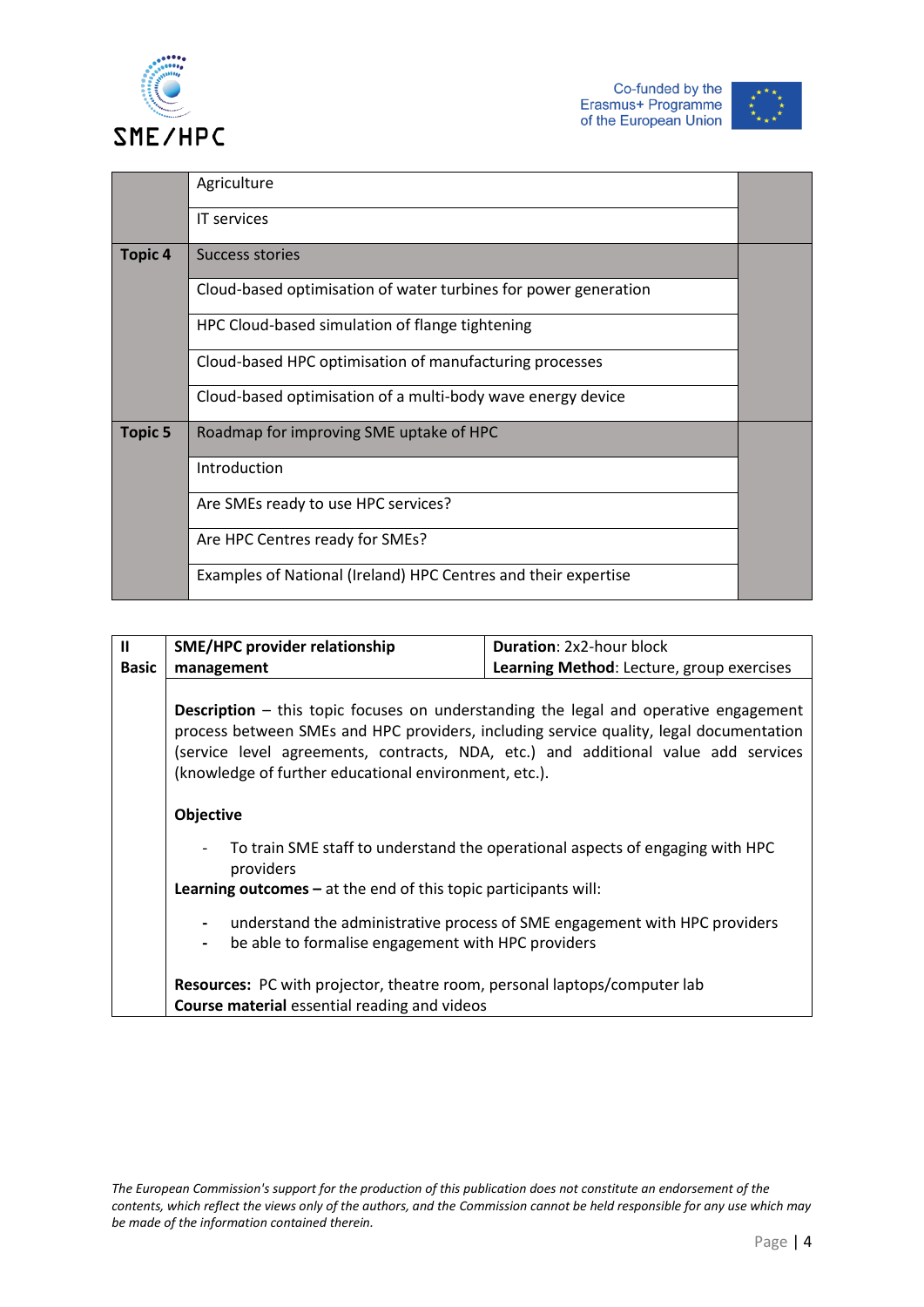|  |  |  |
|---|---|---|
|  | Agriculture |  |
|  | IT services |  |
| **Topic 4** | Success stories |  |
|  | Cloud-based optimisation of water turbines for power generation |  |
|  | HPC Cloud-based simulation of flange tightening |  |
|  | Cloud-based HPC optimisation of manufacturing processes |  |
|  | Cloud-based optimisation of a multi-body wave energy device |  |
| **Topic 5** | Roadmap for improving SME uptake of HPC |  |
|  | Introduction |  |
|  | Are SMEs ready to use HPC services? |  |
|  | Are HPC Centres ready for SMEs? |  |
|  | Examples of National (Ireland) HPC Centres and their expertise |  |

| **II Basic** | **SME/HPC provider relationship management** | **Duration**: 2x2-hour block<br>**Learning Method**: Lecture, group exercises |
|---|---|---|

**Description** – this topic focuses on understanding the legal and operative engagement process between SMEs and HPC providers, including service quality, legal documentation (service level agreements, contracts, NDA, etc.) and additional value add services (knowledge of further educational environment, etc.).

**Objective**

- To train SME staff to understand the operational aspects of engaging with HPC providers

**Learning outcomes –** at the end of this topic participants will:

- understand the administrative process of SME engagement with HPC providers
- be able to formalise engagement with HPC providers

**Resources:** PC with projector, theatre room, personal laptops/computer lab
**Course material** essential reading and videos

*The European Commission's support for the production of this publication does not constitute an endorsement of the contents, which reflect the views only of the authors, and the Commission cannot be held responsible for any use which may be made of the information contained therein.*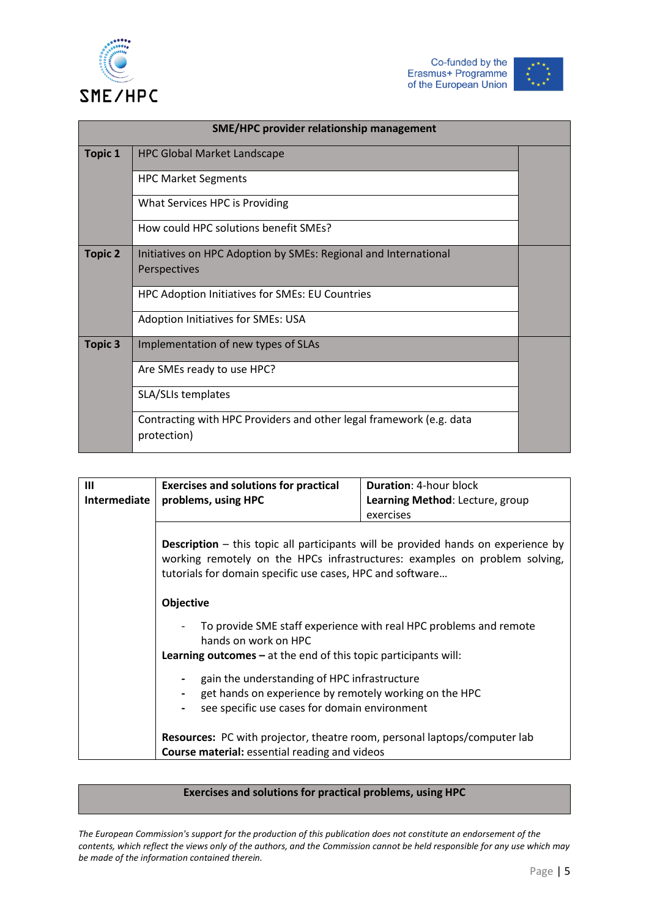| SME/HPC provider relationship management | | |
|---|---|---|
| **Topic 1** | HPC Global Market Landscape | |
| | HPC Market Segments | |
| | What Services HPC is Providing | |
| | How could HPC solutions benefit SMEs? | |
| **Topic 2** | Initiatives on HPC Adoption by SMEs: Regional and International Perspectives | |
| | HPC Adoption Initiatives for SMEs: EU Countries | |
| | Adoption Initiatives for SMEs: USA | |
| **Topic 3** | Implementation of new types of SLAs | |
| | Are SMEs ready to use HPC? | |
| | SLA/SLIs templates | |
| | Contracting with HPC Providers and other legal framework (e.g. data protection) | |

| **III Intermediate** | **Exercises and solutions for practical problems, using HPC** | **Duration**: 4-hour block<br>**Learning Method**: Lecture, group exercises |
|---|---|---|
| | **Description** – this topic all participants will be provided hands on experience by working remotely on the HPCs infrastructures: examples on problem solving, tutorials for domain specific use cases, HPC and software…<br><br>**Objective**<br>- To provide SME staff experience with real HPC problems and remote hands on work on HPC<br><br>**Learning outcomes –** at the end of this topic participants will:<br>- gain the understanding of HPC infrastructure<br>- get hands on experience by remotely working on the HPC<br>- see specific use cases for domain environment<br><br>**Resources:** PC with projector, theatre room, personal laptops/computer lab<br>**Course material:** essential reading and videos | |

| Exercises and solutions for practical problems, using HPC |
|---|

*The European Commission's support for the production of this publication does not constitute an endorsement of the contents, which reflect the views only of the authors, and the Commission cannot be held responsible for any use which may be made of the information contained therein.*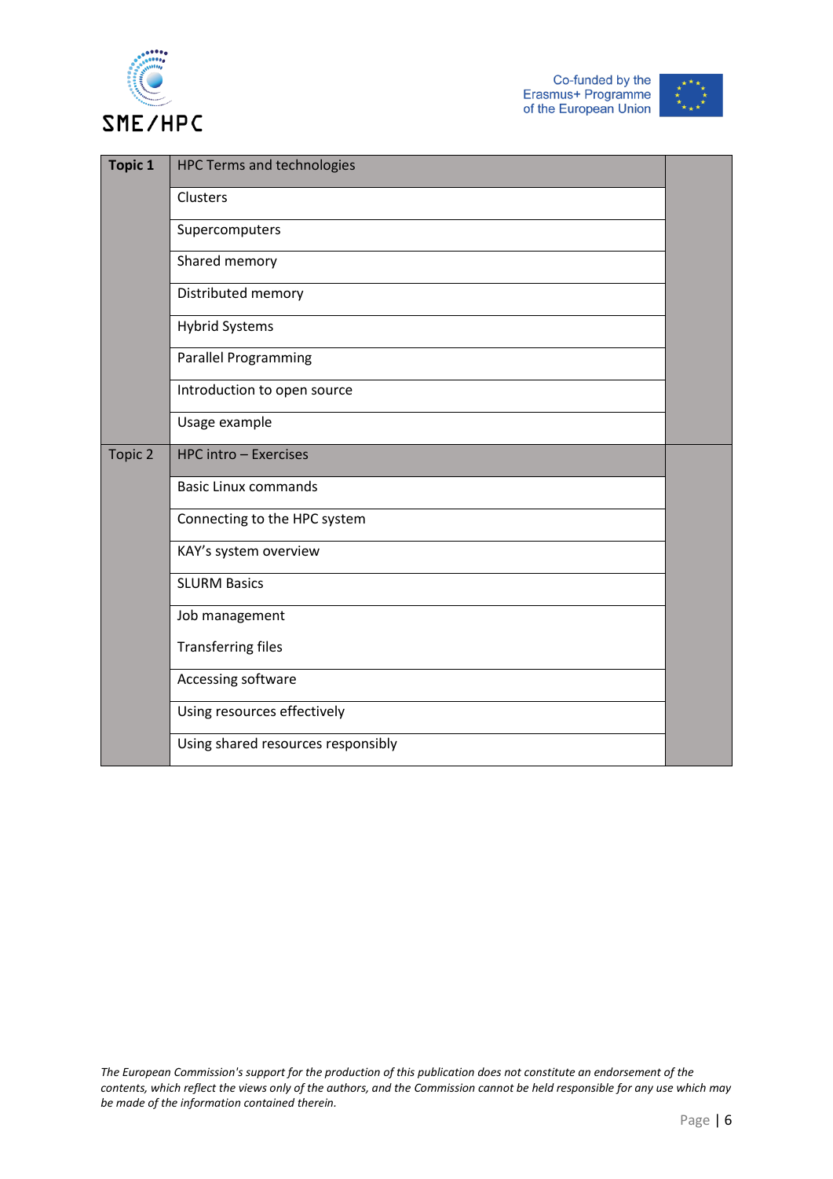| **Topic 1** | HPC Terms and technologies | |
|---|---|---|
| | Clusters | |
| | Supercomputers | |
| | Shared memory | |
| | Distributed memory | |
| | Hybrid Systems | |
| | Parallel Programming | |
| | Introduction to open source | |
| | Usage example | |
| Topic 2 | HPC intro – Exercises | |
| | Basic Linux commands | |
| | Connecting to the HPC system | |
| | KAY's system overview | |
| | SLURM Basics | |
| | Job management<br>Transferring files | |
| | Accessing software | |
| | Using resources effectively | |
| | Using shared resources responsibly | |

*The European Commission's support for the production of this publication does not constitute an endorsement of the contents, which reflect the views only of the authors, and the Commission cannot be held responsible for any use which may be made of the information contained therein.*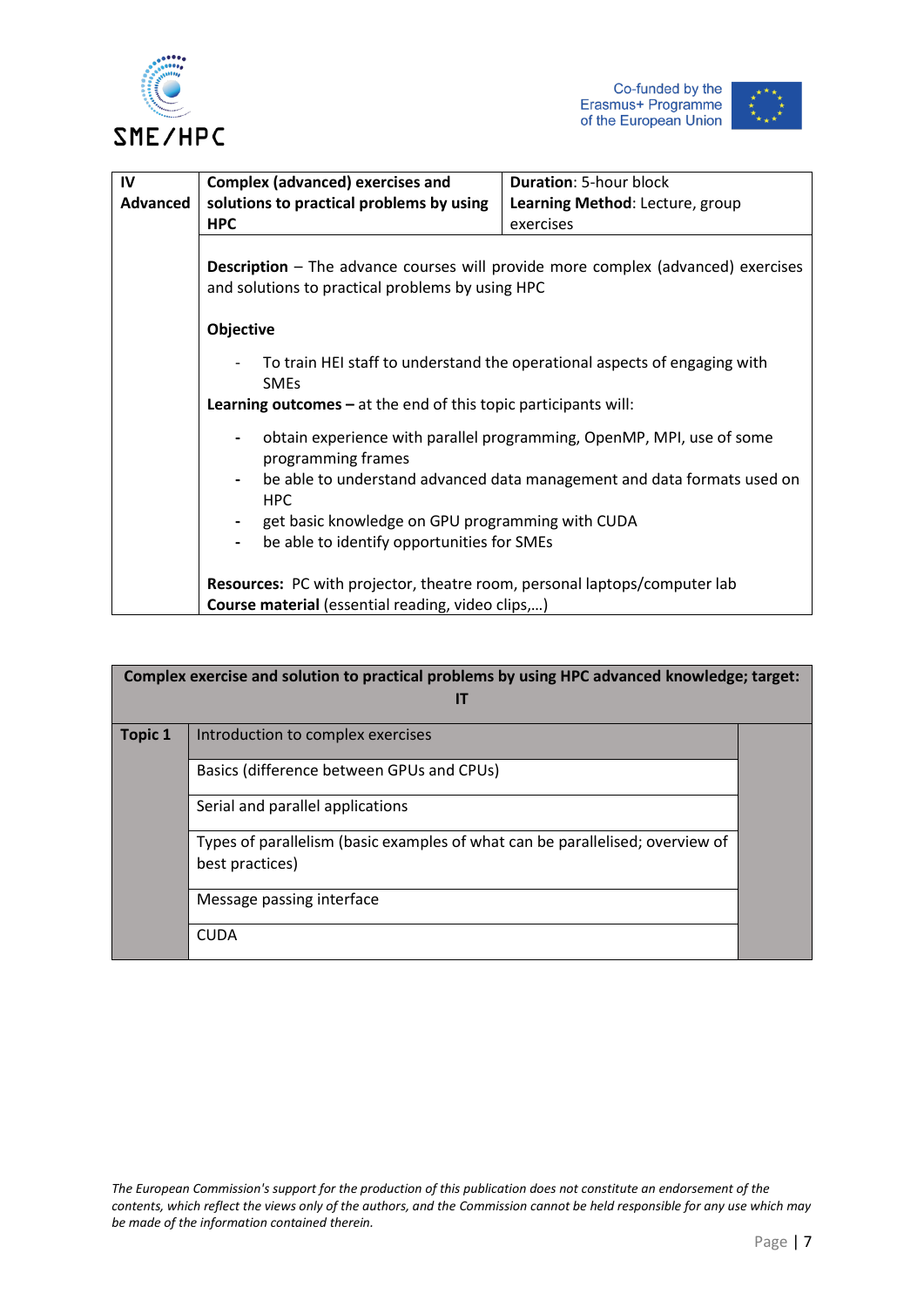| | | |
|---|---|---|
| IV<br>**Advanced** | **Complex (advanced) exercises and solutions to practical problems by using HPC** | **Duration**: 5-hour block<br>**Learning Method**: Lecture, group exercises |
| | **Description** – The advance courses will provide more complex (advanced) exercises and solutions to practical problems by using HPC<br><br>**Objective**<br>- To train HEI staff to understand the operational aspects of engaging with SMEs<br><br>**Learning outcomes –** at the end of this topic participants will:<br>- obtain experience with parallel programming, OpenMP, MPI, use of some programming frames<br>- be able to understand advanced data management and data formats used on HPC<br>- get basic knowledge on GPU programming with CUDA<br>- be able to identify opportunities for SMEs<br><br>**Resources:** PC with projector, theatre room, personal laptops/computer lab<br>**Course material** (essential reading, video clips,…) | |

| **Complex exercise and solution to practical problems by using HPC advanced knowledge; target: IT** | | |
|---|---|---|
| **Topic 1** | Introduction to complex exercises | |
| | Basics (difference between GPUs and CPUs) | |
| | Serial and parallel applications | |
| | Types of parallelism (basic examples of what can be parallelised; overview of best practices) | |
| | Message passing interface | |
| | CUDA | |

*The European Commission's support for the production of this publication does not constitute an endorsement of the contents, which reflect the views only of the authors, and the Commission cannot be held responsible for any use which may be made of the information contained therein.*